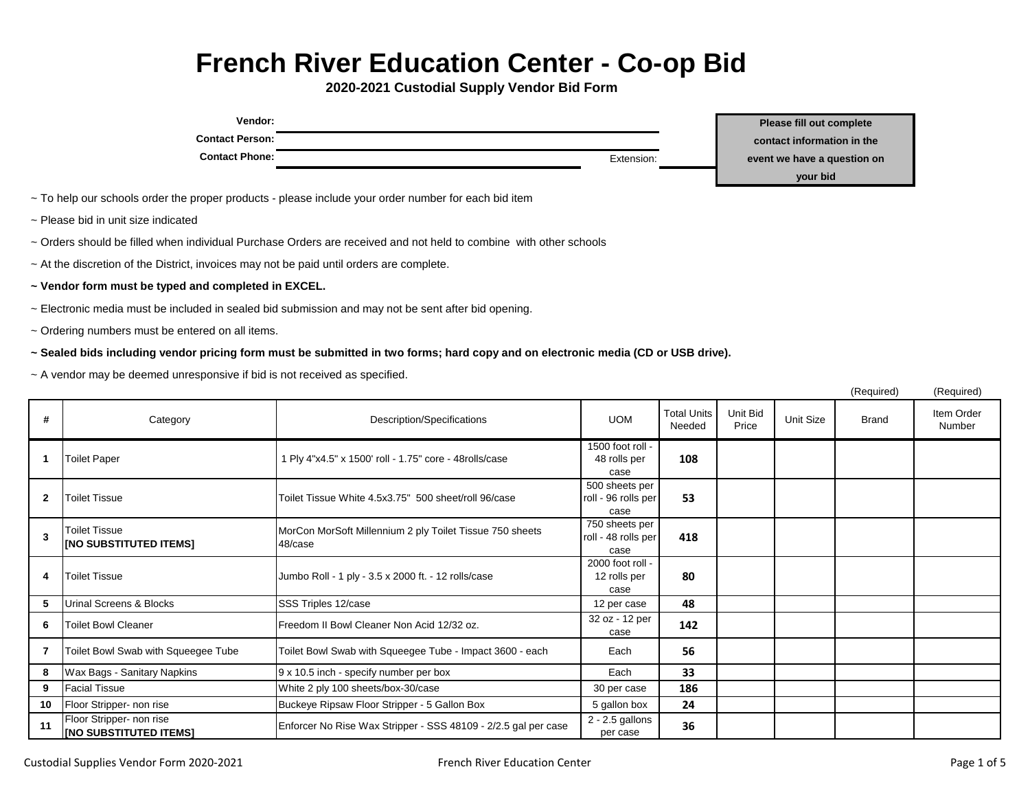# French River Education Center - Co-op Bid

## 2020-2021 Custodial Supply Vendor Bid Form

**Vendor:** ______________________________

**Contact Person:** ______________________________

**Contact Phone:** ______________________________ Extension: __________

**Please fill out complete contact information in the event we have a question on your bid**

~ To help our schools order the proper products - please include your order number for each bid item

~ Please bid in unit size indicated

~ Orders should be filled when individual Purchase Orders are received and not held to combine with other schools

~ At the discretion of the District, invoices may not be paid until orders are complete.

**~ Vendor form must be typed and completed in EXCEL.**

~ Electronic media must be included in sealed bid submission and may not be sent after bid opening.

~ Ordering numbers must be entered on all items.

**~ Sealed bids including vendor pricing form must be submitted in two forms; hard copy and on electronic media (CD or USB drive).**

~ A vendor may be deemed unresponsive if bid is not received as specified.

| # | Category | Description/Specifications | UOM | Total Units Needed | Unit Bid Price | Unit Size | Brand (Required) | Item Order Number (Required) |
|---|---|---|---|---|---|---|---|---|
| 1 | Toilet Paper | 1 Ply 4"x4.5" x 1500' roll - 1.75" core - 48rolls/case | 1500 foot roll - 48 rolls per case | **108** | | | | |
| 2 | Toilet Tissue | Toilet Tissue White 4.5x3.75" 500 sheet/roll 96/case | 500 sheets per roll - 96 rolls per case | **53** | | | | |
| 3 | Toilet Tissue **[NO SUBSTITUTED ITEMS]** | MorCon MorSoft Millennium 2 ply Toilet Tissue 750 sheets 48/case | 750 sheets per roll - 48 rolls per case | **418** | | | | |
| 4 | Toilet Tissue | Jumbo Roll - 1 ply - 3.5 x 2000 ft. - 12 rolls/case | 2000 foot roll - 12 rolls per case | **80** | | | | |
| 5 | Urinal Screens & Blocks | SSS Triples 12/case | 12 per case | **48** | | | | |
| 6 | Toilet Bowl Cleaner | Freedom II Bowl Cleaner Non Acid 12/32 oz. | 32 oz - 12 per case | **142** | | | | |
| 7 | Toilet Bowl Swab with Squeegee Tube | Toilet Bowl Swab with Squeegee Tube - Impact 3600 - each | Each | **56** | | | | |
| 8 | Wax Bags - Sanitary Napkins | 9 x 10.5 inch - specify number per box | Each | **33** | | | | |
| 9 | Facial Tissue | White 2 ply 100 sheets/box-30/case | 30 per case | **186** | | | | |
| 10 | Floor Stripper- non rise | Buckeye Ripsaw Floor Stripper - 5 Gallon Box | 5 gallon box | **24** | | | | |
| 11 | Floor Stripper- non rise **[NO SUBSTITUTED ITEMS]** | Enforcer No Rise Wax Stripper - SSS 48109 - 2/2.5 gal per case | 2 - 2.5 gallons per case | **36** | | | | |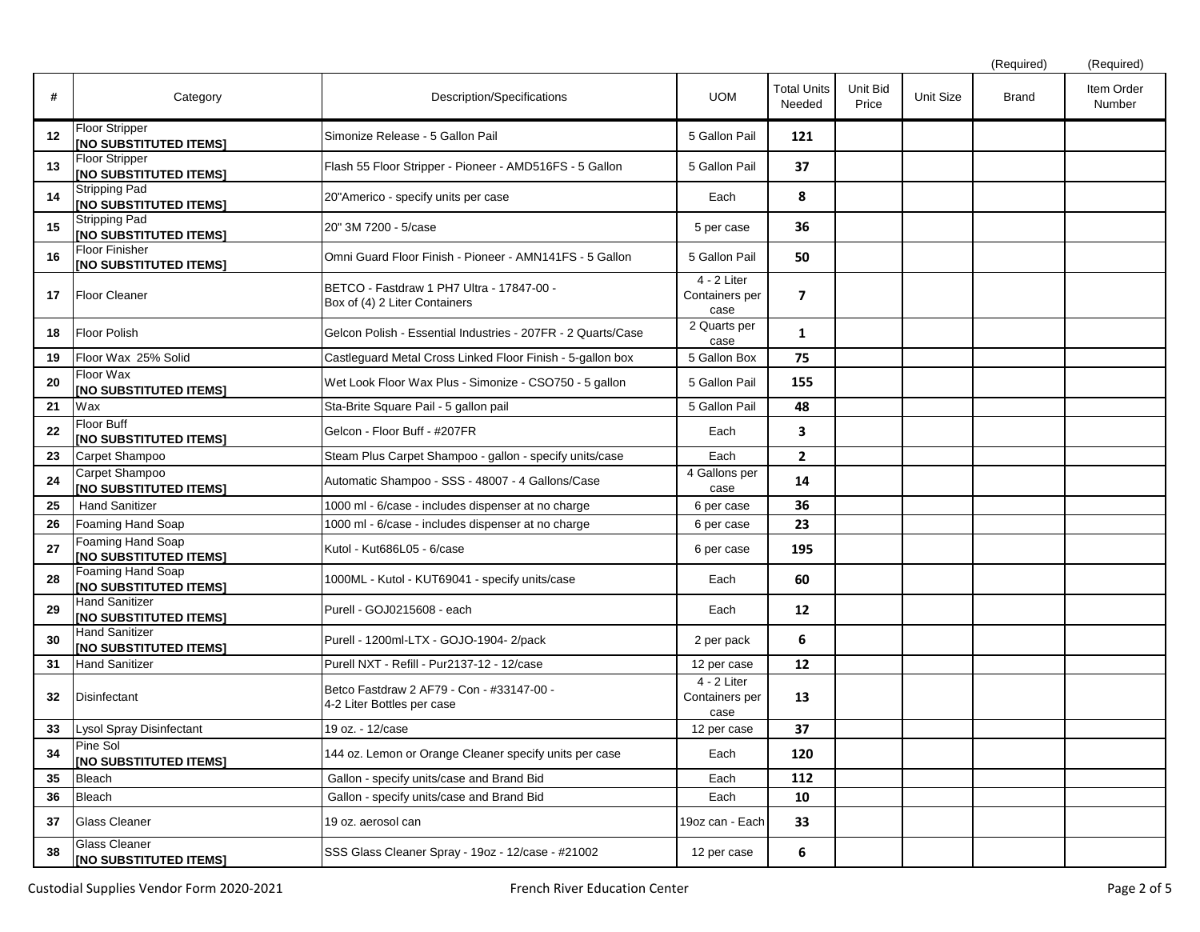| # | Category | Description/Specifications | UOM | Total Units Needed | Unit Bid Price | Unit Size | Brand (Required) | Item Order Number (Required) |
|---|---|---|---|---|---|---|---|---|
| 12 | Floor Stripper [NO SUBSTITUTED ITEMS] | Simonize Release - 5 Gallon Pail | 5 Gallon Pail | **121** | | | | |
| 13 | Floor Stripper [NO SUBSTITUTED ITEMS] | Flash 55 Floor Stripper - Pioneer - AMD516FS - 5 Gallon | 5 Gallon Pail | **37** | | | | |
| 14 | Stripping Pad [NO SUBSTITUTED ITEMS] | 20"Americo - specify units per case | Each | **8** | | | | |
| 15 | Stripping Pad [NO SUBSTITUTED ITEMS] | 20" 3M 7200 - 5/case | 5 per case | **36** | | | | |
| 16 | Floor Finisher [NO SUBSTITUTED ITEMS] | Omni Guard Floor Finish - Pioneer - AMN141FS - 5 Gallon | 5 Gallon Pail | **50** | | | | |
| 17 | Floor Cleaner | BETCO - Fastdraw 1 PH7 Ultra - 17847-00 - Box of (4) 2 Liter Containers | 4 - 2 Liter Containers per case | **7** | | | | |
| 18 | Floor Polish | Gelcon Polish - Essential Industries - 207FR - 2 Quarts/Case | 2 Quarts per case | **1** | | | | |
| 19 | Floor Wax 25% Solid | Castleguard Metal Cross Linked Floor Finish - 5-gallon box | 5 Gallon Box | **75** | | | | |
| 20 | Floor Wax [NO SUBSTITUTED ITEMS] | Wet Look Floor Wax Plus - Simonize - CSO750 - 5 gallon | 5 Gallon Pail | **155** | | | | |
| 21 | Wax | Sta-Brite Square Pail - 5 gallon pail | 5 Gallon Pail | **48** | | | | |
| 22 | Floor Buff [NO SUBSTITUTED ITEMS] | Gelcon - Floor Buff - #207FR | Each | **3** | | | | |
| 23 | Carpet Shampoo | Steam Plus Carpet Shampoo - gallon - specify units/case | Each | **2** | | | | |
| 24 | Carpet Shampoo [NO SUBSTITUTED ITEMS] | Automatic Shampoo - SSS - 48007 - 4 Gallons/Case | 4 Gallons per case | **14** | | | | |
| 25 | Hand Sanitizer | 1000 ml - 6/case - includes dispenser at no charge | 6 per case | **36** | | | | |
| 26 | Foaming Hand Soap | 1000 ml - 6/case - includes dispenser at no charge | 6 per case | **23** | | | | |
| 27 | Foaming Hand Soap [NO SUBSTITUTED ITEMS] | Kutol - Kut686L05 - 6/case | 6 per case | **195** | | | | |
| 28 | Foaming Hand Soap [NO SUBSTITUTED ITEMS] | 1000ML - Kutol - KUT69041 - specify units/case | Each | **60** | | | | |
| 29 | Hand Sanitizer [NO SUBSTITUTED ITEMS] | Purell - GOJ0215608 - each | Each | **12** | | | | |
| 30 | Hand Sanitizer [NO SUBSTITUTED ITEMS] | Purell - 1200ml-LTX - GOJO-1904- 2/pack | 2 per pack | **6** | | | | |
| 31 | Hand Sanitizer | Purell NXT - Refill - Pur2137-12 - 12/case | 12 per case | **12** | | | | |
| 32 | Disinfectant | Betco Fastdraw 2 AF79 - Con - #33147-00 - 4-2 Liter Bottles per case | 4 - 2 Liter Containers per case | **13** | | | | |
| 33 | Lysol Spray Disinfectant | 19 oz. - 12/case | 12 per case | **37** | | | | |
| 34 | Pine Sol [NO SUBSTITUTED ITEMS] | 144 oz. Lemon or Orange Cleaner specify units per case | Each | **120** | | | | |
| 35 | Bleach | Gallon - specify units/case and Brand Bid | Each | **112** | | | | |
| 36 | Bleach | Gallon - specify units/case and Brand Bid | Each | **10** | | | | |
| 37 | Glass Cleaner | 19 oz. aerosol can | 19oz can - Each | **33** | | | | |
| 38 | Glass Cleaner [NO SUBSTITUTED ITEMS] | SSS Glass Cleaner Spray - 19oz - 12/case - #21002 | 12 per case | **6** | | | | |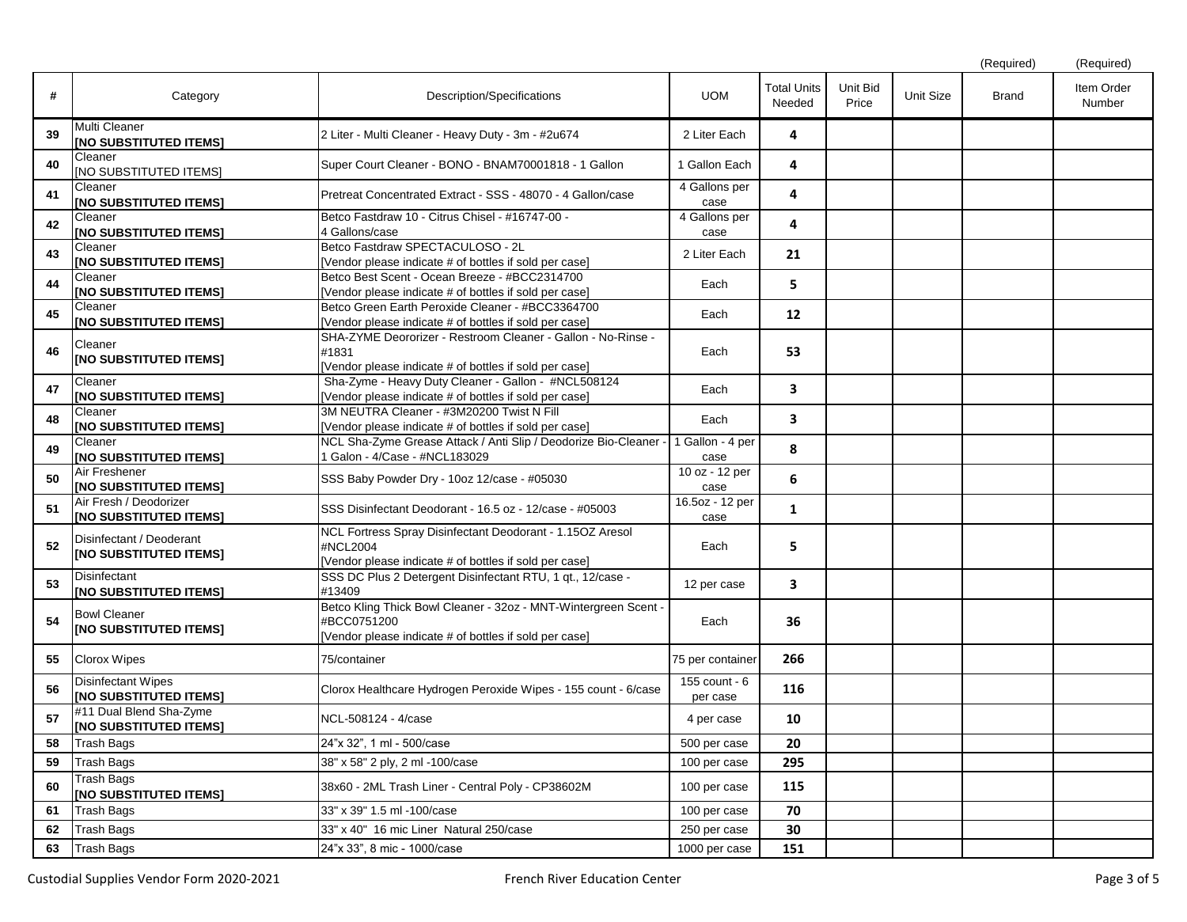| # | Category | Description/Specifications | UOM | Total Units Needed | Unit Bid Price | Unit Size | Brand (Required) | Item Order Number (Required) |
|---|---|---|---|---|---|---|---|---|
| 39 | Multi Cleaner **[NO SUBSTITUTED ITEMS]** | 2 Liter - Multi Cleaner - Heavy Duty - 3m - #2u674 | 2 Liter Each | **4** | | | | |
| 40 | Cleaner [NO SUBSTITUTED ITEMS] | Super Court Cleaner - BONO - BNAM70001818 - 1 Gallon | 1 Gallon Each | **4** | | | | |
| 41 | Cleaner **[NO SUBSTITUTED ITEMS]** | Pretreat Concentrated Extract - SSS - 48070 - 4 Gallon/case | 4 Gallons per case | **4** | | | | |
| 42 | Cleaner **[NO SUBSTITUTED ITEMS]** | Betco Fastdraw 10 - Citrus Chisel - #16747-00 - 4 Gallons/case | 4 Gallons per case | **4** | | | | |
| 43 | Cleaner **[NO SUBSTITUTED ITEMS]** | Betco Fastdraw SPECTACULOSO - 2L [Vendor please indicate # of bottles if sold per case] | 2 Liter Each | **21** | | | | |
| 44 | Cleaner **[NO SUBSTITUTED ITEMS]** | Betco Best Scent - Ocean Breeze - #BCC2314700 [Vendor please indicate # of bottles if sold per case] | Each | **5** | | | | |
| 45 | Cleaner **[NO SUBSTITUTED ITEMS]** | Betco Green Earth Peroxide Cleaner - #BCC3364700 [Vendor please indicate # of bottles if sold per case] | Each | **12** | | | | |
| 46 | Cleaner **[NO SUBSTITUTED ITEMS]** | SHA-ZYME Deororizer - Restroom Cleaner - Gallon - No-Rinse - #1831 [Vendor please indicate # of bottles if sold per case] | Each | **53** | | | | |
| 47 | Cleaner **[NO SUBSTITUTED ITEMS]** | Sha-Zyme - Heavy Duty Cleaner - Gallon - #NCL508124 [Vendor please indicate # of bottles if sold per case] | Each | **3** | | | | |
| 48 | Cleaner **[NO SUBSTITUTED ITEMS]** | 3M NEUTRA Cleaner - #3M20200 Twist N Fill [Vendor please indicate # of bottles if sold per case] | Each | **3** | | | | |
| 49 | Cleaner **[NO SUBSTITUTED ITEMS]** | NCL Sha-Zyme Grease Attack / Anti Slip / Deodorize Bio-Cleaner - 1 Galon - 4/Case - #NCL183029 | 1 Gallon - 4 per case | **8** | | | | |
| 50 | Air Freshener **[NO SUBSTITUTED ITEMS]** | SSS Baby Powder Dry - 10oz 12/case - #05030 | 10 oz - 12 per case | **6** | | | | |
| 51 | Air Fresh / Deodorizer **[NO SUBSTITUTED ITEMS]** | SSS Disinfectant Deodorant - 16.5 oz - 12/case - #05003 | 16.5oz - 12 per case | **1** | | | | |
| 52 | Disinfectant / Deoderant **[NO SUBSTITUTED ITEMS]** | NCL Fortress Spray Disinfectant Deodorant - 1.15OZ Aresol #NCL2004 [Vendor please indicate # of bottles if sold per case] | Each | **5** | | | | |
| 53 | Disinfectant **[NO SUBSTITUTED ITEMS]** | SSS DC Plus 2 Detergent Disinfectant RTU, 1 qt., 12/case - #13409 | 12 per case | **3** | | | | |
| 54 | Bowl Cleaner **[NO SUBSTITUTED ITEMS]** | Betco Kling Thick Bowl Cleaner - 32oz - MNT-Wintergreen Scent - #BCC0751200 [Vendor please indicate # of bottles if sold per case] | Each | **36** | | | | |
| 55 | Clorox Wipes | 75/container | 75 per container | **266** | | | | |
| 56 | Disinfectant Wipes **[NO SUBSTITUTED ITEMS]** | Clorox Healthcare Hydrogen Peroxide Wipes - 155 count - 6/case | 155 count - 6 per case | **116** | | | | |
| 57 | #11 Dual Blend Sha-Zyme **[NO SUBSTITUTED ITEMS]** | NCL-508124 - 4/case | 4 per case | **10** | | | | |
| 58 | Trash Bags | 24"x 32", 1 ml - 500/case | 500 per case | **20** | | | | |
| 59 | Trash Bags | 38" x 58" 2 ply, 2 ml -100/case | 100 per case | **295** | | | | |
| 60 | Trash Bags **[NO SUBSTITUTED ITEMS]** | 38x60 - 2ML Trash Liner - Central Poly - CP38602M | 100 per case | **115** | | | | |
| 61 | Trash Bags | 33" x 39" 1.5 ml -100/case | 100 per case | **70** | | | | |
| 62 | Trash Bags | 33" x 40" 16 mic Liner Natural 250/case | 250 per case | **30** | | | | |
| 63 | Trash Bags | 24"x 33", 8 mic - 1000/case | 1000 per case | **151** | | | | |

Custodial Supplies Vendor Form 2020-2021 — French River Education Center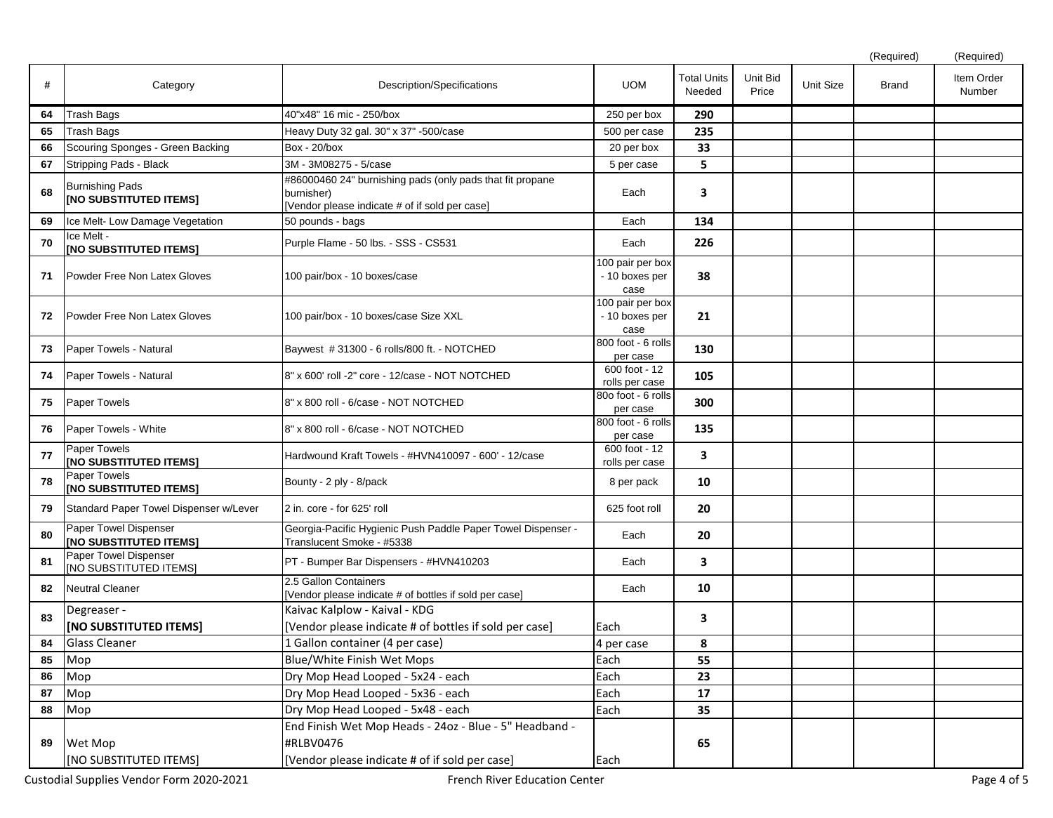| # | Category | Description/Specifications | UOM | Total Units Needed | Unit Bid Price | Unit Size | Brand (Required) | Item Order Number (Required) |
|---|---|---|---|---|---|---|---|---|
| 64 | Trash Bags | 40"x48" 16 mic - 250/box | 250 per box | **290** | | | | |
| 65 | Trash Bags | Heavy Duty 32 gal. 30" x 37" -500/case | 500 per case | **235** | | | | |
| 66 | Scouring Sponges - Green Backing | Box - 20/box | 20 per box | **33** | | | | |
| 67 | Stripping Pads - Black | 3M - 3M08275 - 5/case | 5 per case | **5** | | | | |
| 68 | Burnishing Pads **[NO SUBSTITUTED ITEMS]** | #86000460 24" burnishing pads (only pads that fit propane burnisher) [Vendor please indicate # of if sold per case] | Each | **3** | | | | |
| 69 | Ice Melt- Low Damage Vegetation | 50 pounds - bags | Each | **134** | | | | |
| 70 | Ice Melt - **[NO SUBSTITUTED ITEMS]** | Purple Flame - 50 lbs. - SSS - CS531 | Each | **226** | | | | |
| 71 | Powder Free Non Latex Gloves | 100 pair/box - 10 boxes/case | 100 pair per box - 10 boxes per case | **38** | | | | |
| 72 | Powder Free Non Latex Gloves | 100 pair/box - 10 boxes/case Size XXL | 100 pair per box - 10 boxes per case | **21** | | | | |
| 73 | Paper Towels - Natural | Baywest # 31300 - 6 rolls/800 ft. - NOTCHED | 800 foot - 6 rolls per case | **130** | | | | |
| 74 | Paper Towels - Natural | 8" x 600' roll -2" core - 12/case - NOT NOTCHED | 600 foot - 12 rolls per case | **105** | | | | |
| 75 | Paper Towels | 8" x 800 roll - 6/case - NOT NOTCHED | 80o foot - 6 rolls per case | **300** | | | | |
| 76 | Paper Towels - White | 8" x 800 roll - 6/case - NOT NOTCHED | 800 foot - 6 rolls per case | **135** | | | | |
| 77 | Paper Towels **[NO SUBSTITUTED ITEMS]** | Hardwound Kraft Towels - #HVN410097 - 600' - 12/case | 600 foot - 12 rolls per case | **3** | | | | |
| 78 | Paper Towels **[NO SUBSTITUTED ITEMS]** | Bounty - 2 ply - 8/pack | 8 per pack | **10** | | | | |
| 79 | Standard Paper Towel Dispenser w/Lever | 2 in. core - for 625' roll | 625 foot roll | **20** | | | | |
| 80 | Paper Towel Dispenser **[NO SUBSTITUTED ITEMS]** | Georgia-Pacific Hygienic Push Paddle Paper Towel Dispenser - Translucent Smoke - #5338 | Each | **20** | | | | |
| 81 | Paper Towel Dispenser [NO SUBSTITUTED ITEMS] | PT - Bumper Bar Dispensers - #HVN410203 | Each | **3** | | | | |
| 82 | Neutral Cleaner | 2.5 Gallon Containers [Vendor please indicate # of bottles if sold per case] | Each | **10** | | | | |
| 83 | Degreaser - **[NO SUBSTITUTED ITEMS]** | Kaivac Kalplow - Kaival - KDG [Vendor please indicate # of bottles if sold per case] | Each | **3** | | | | |
| 84 | Glass Cleaner | 1 Gallon container (4 per case) | 4 per case | **8** | | | | |
| 85 | Mop | Blue/White Finish Wet Mops | Each | **55** | | | | |
| 86 | Mop | Dry Mop Head Looped - 5x24 - each | Each | **23** | | | | |
| 87 | Mop | Dry Mop Head Looped - 5x36 - each | Each | **17** | | | | |
| 88 | Mop | Dry Mop Head Looped - 5x48 - each | Each | **35** | | | | |
| 89 | Wet Mop [NO SUBSTITUTED ITEMS] | End Finish Wet Mop Heads - 24oz - Blue - 5" Headband - #RLBV0476 [Vendor please indicate # of if sold per case] | Each | **65** | | | | |

Custodial Supplies Vendor Form 2020-2021 — French River Education Center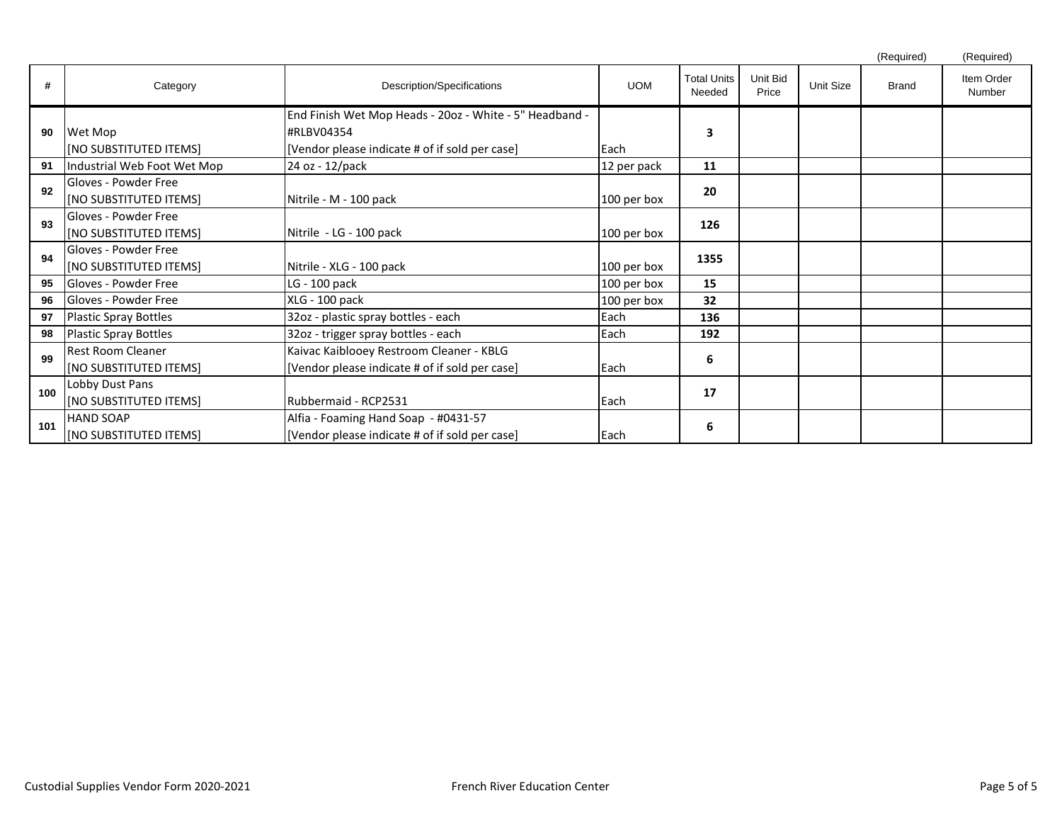| # | Category | Description/Specifications | UOM | Total Units Needed | Unit Bid Price | Unit Size | (Required) Brand | (Required) Item Order Number |
|---|---|---|---|---|---|---|---|---|
| 90 | Wet Mop [NO SUBSTITUTED ITEMS] | End Finish Wet Mop Heads - 20oz - White - 5" Headband - #RLBV04354 [Vendor please indicate # of if sold per case] | Each | 3 | | | | |
| 91 | Industrial Web Foot Wet Mop | 24 oz - 12/pack | 12 per pack | 11 | | | | |
| 92 | Gloves - Powder Free [NO SUBSTITUTED ITEMS] | Nitrile - M - 100 pack | 100 per box | 20 | | | | |
| 93 | Gloves - Powder Free [NO SUBSTITUTED ITEMS] | Nitrile - LG - 100 pack | 100 per box | 126 | | | | |
| 94 | Gloves - Powder Free [NO SUBSTITUTED ITEMS] | Nitrile - XLG - 100 pack | 100 per box | 1355 | | | | |
| 95 | Gloves - Powder Free | LG - 100 pack | 100 per box | 15 | | | | |
| 96 | Gloves - Powder Free | XLG - 100 pack | 100 per box | 32 | | | | |
| 97 | Plastic Spray Bottles | 32oz - plastic spray bottles - each | Each | 136 | | | | |
| 98 | Plastic Spray Bottles | 32oz - trigger spray bottles - each | Each | 192 | | | | |
| 99 | Rest Room Cleaner [NO SUBSTITUTED ITEMS] | Kaivac Kaiblooey Restroom Cleaner - KBLG [Vendor please indicate # of if sold per case] | Each | 6 | | | | |
| 100 | Lobby Dust Pans [NO SUBSTITUTED ITEMS] | Rubbermaid - RCP2531 | Each | 17 | | | | |
| 101 | HAND SOAP [NO SUBSTITUTED ITEMS] | Alfia - Foaming Hand Soap - #0431-57 [Vendor please indicate # of if sold per case] | Each | 6 | | | | |